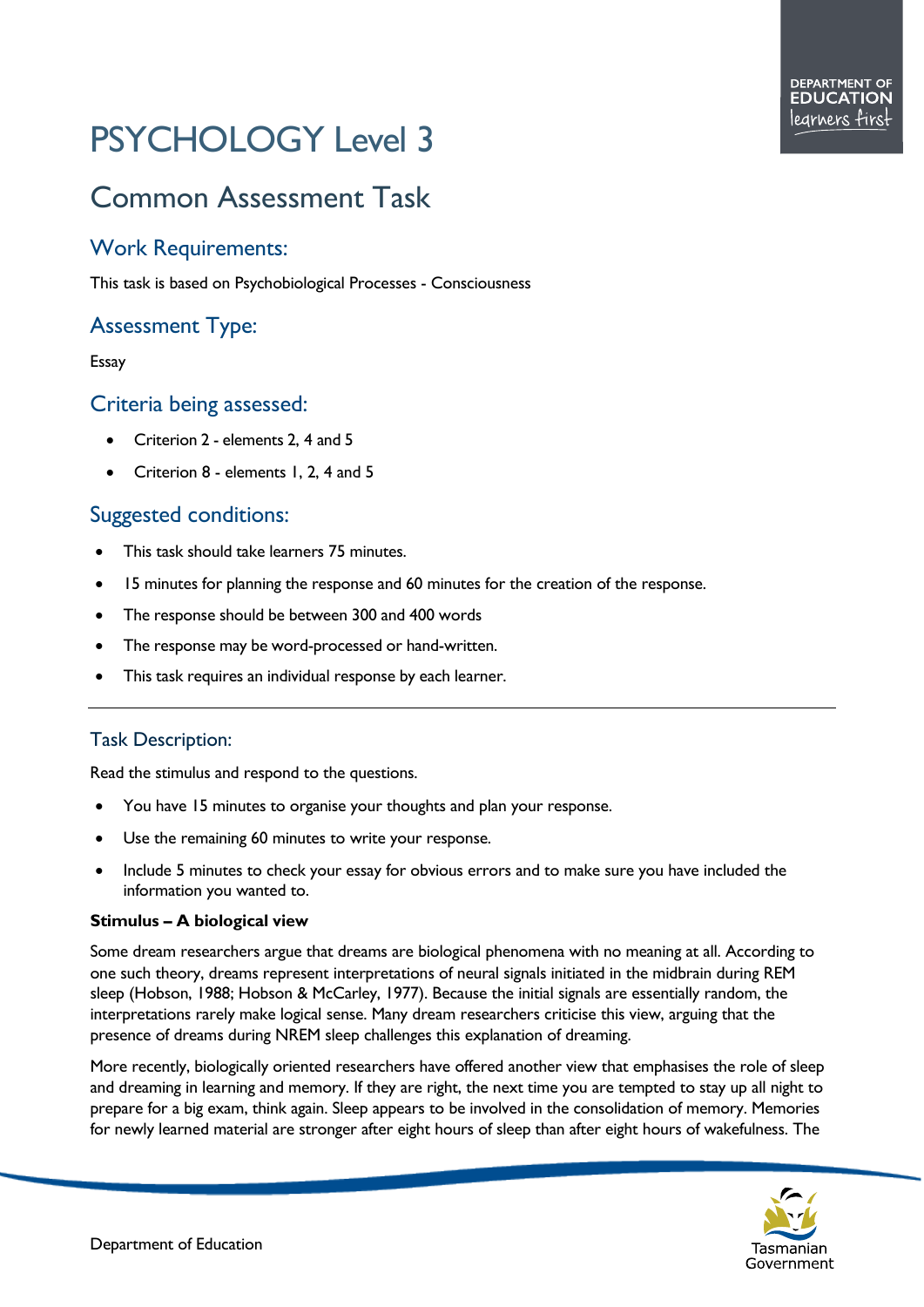# PSYCHOLOGY Level 3

## Common Assessment Task

### Work Requirements:

This task is based on Psychobiological Processes - Consciousness

### Assessment Type:

Essay

### Criteria being assessed:

- Criterion 2 - elements 2, 4 and 5
- Criterion 8 - elements 1, 2, 4 and 5

### Suggested conditions:

- This task should take learners 75 minutes.
- 15 minutes for planning the response and 60 minutes for the creation of the response.
- The response should be between 300 and 400 words
- The response may be word-processed or hand-written.
- This task requires an individual response by each learner.

---

### Task Description:

Read the stimulus and respond to the questions.

- You have 15 minutes to organise your thoughts and plan your response.
- Use the remaining 60 minutes to write your response.
- Include 5 minutes to check your essay for obvious errors and to make sure you have included the information you wanted to.

**Stimulus – A biological view**

Some dream researchers argue that dreams are biological phenomena with no meaning at all. According to one such theory, dreams represent interpretations of neural signals initiated in the midbrain during REM sleep (Hobson, 1988; Hobson & McCarley, 1977). Because the initial signals are essentially random, the interpretations rarely make logical sense. Many dream researchers criticise this view, arguing that the presence of dreams during NREM sleep challenges this explanation of dreaming.

More recently, biologically oriented researchers have offered another view that emphasises the role of sleep and dreaming in learning and memory. If they are right, the next time you are tempted to stay up all night to prepare for a big exam, think again. Sleep appears to be involved in the consolidation of memory. Memories for newly learned material are stronger after eight hours of sleep than after eight hours of wakefulness. The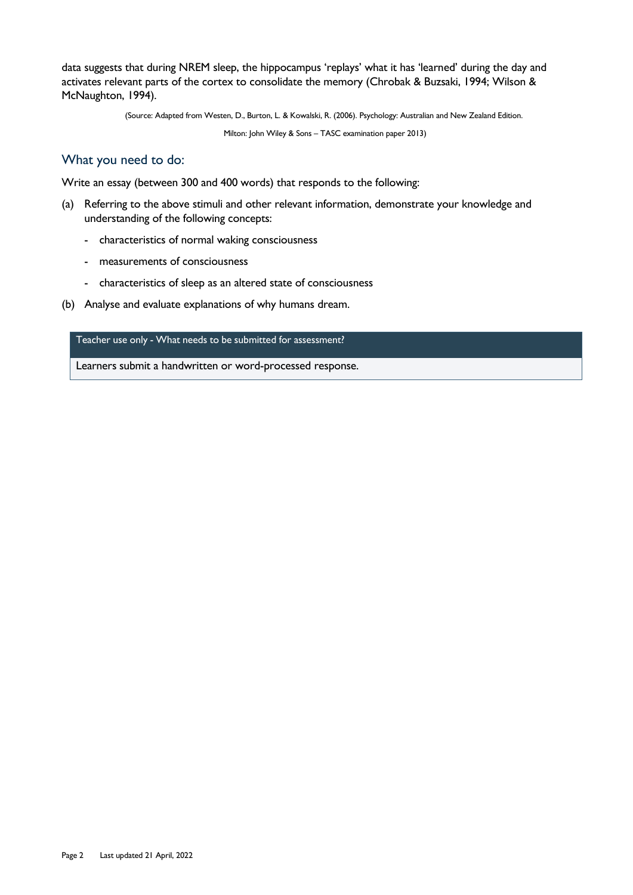data suggests that during NREM sleep, the hippocampus 'replays' what it has 'learned' during the day and activates relevant parts of the cortex to consolidate the memory (Chrobak & Buzsaki, 1994; Wilson & McNaughton, 1994).

(Source: Adapted from Westen, D., Burton, L. & Kowalski, R. (2006). Psychology: Australian and New Zealand Edition.
Milton: John Wiley & Sons – TASC examination paper 2013)

## What you need to do:

Write an essay (between 300 and 400 words) that responds to the following:

(a) Referring to the above stimuli and other relevant information, demonstrate your knowledge and understanding of the following concepts:

- characteristics of normal waking consciousness
- measurements of consciousness
- characteristics of sleep as an altered state of consciousness

(b) Analyse and evaluate explanations of why humans dream.

| Teacher use only - What needs to be submitted for assessment? |
| --- |
| Learners submit a handwritten or word-processed response. |